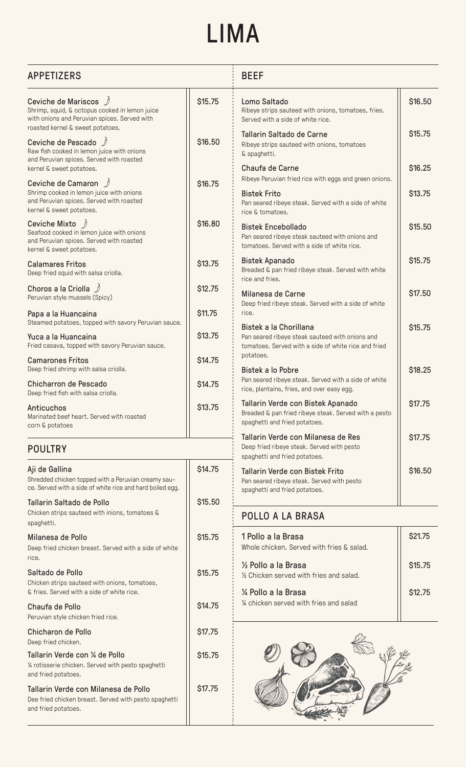# LIMA

## APPETIZERS

| Item | Price |
|---|---|
| **Ceviche de Mariscos** 🌶 <br> Shrimp, squid, & octopus cooked in lemon juice with onions and Peruvian spices. Served with roasted kernel & sweet potatoes. | $15.75 |
| **Ceviche de Pescado** 🌶 <br> Raw fish cooked in lemon juice with onions and Peruvian spices. Served with roasted kernel & sweet potatoes. | $16.50 |
| **Ceviche de Camaron** 🌶 <br> Shrimp cooked in lemon juice with onions and Peruvian spices. Served with roasted kernel & sweet potatoes. | $16.75 |
| **Ceviche Mixto** 🌶 <br> Seafood cooked in lemon juice with onions and Peruvian spices. Served with roasted kernel & sweet potatoes. | $16.80 |
| **Calamares Fritos** <br> Deep fried squid with salsa criolla. | $13.75 |
| **Choros a la Criolla** 🌶 <br> Peruvian style mussels (Spicy) | $12.75 |
| **Papa a la Huancaina** <br> Steamed potatoes, topped with savory Peruvian sauce. | $11.75 |
| **Yuca a la Huancaina** <br> Fried casava, topped with savory Peruvian sauce. | $13.75 |
| **Camarones Fritos** <br> Deep fried shrimp with salsa criolla. | $14.75 |
| **Chicharron de Pescado** <br> Deep fried fish with salsa criolla. | $14.75 |
| **Anticuchos** <br> Marinated beef heart. Served with roasted corn & potatoes | $13.75 |

## POULTRY

| Item | Price |
|---|---|
| **Aji de Gallina** <br> Shredded chicken topped with a Peruvian creamy sau-ce. Served with a side of white rice and hard boiled egg. | $14.75 |
| **Tallarin Saltado de Pollo** <br> Chicken strips sauteed with inions, tomatoes & spaghetti. | $15.50 |
| **Milanesa de Pollo** <br> Deep fried chicken breast. Served with a side of white rice. | $15.75 |
| **Saltado de Pollo** <br> Chicken strips sauteed with onions, tomatoes, & fries. Served with a side of white rice. | $15.75 |
| **Chaufa de Pollo** <br> Peruvian style chicken fried rice. | $14.75 |
| **Chicharon de Pollo** <br> Deep fried chicken. | $17.75 |
| **Tallarin Verde con ¼ de Pollo** <br> ¼ rotisserie chicken. Served with pesto spaghetti and fried potatoes. | $15.75 |
| **Tallarin Verde con Milanesa de Pollo** <br> Dee fried chicken breast. Served with pesto spaghetti and fried potatoes. | $17.75 |

## BEEF

| Item | Price |
|---|---|
| **Lomo Saltado** <br> Ribeye strips sauteed with onions, tomatoes, fries. Served with a side of white rice. | $16.50 |
| **Tallarin Saltado de Carne** <br> Ribeye strips sauteed with onions, tomatoes & spaghetti. | $15.75 |
| **Chaufa de Carne** <br> Ribeye Peruvian fried rice with eggs and green onions. | $16.25 |
| **Bistek Frito** <br> Pan seared ribeye steak. Served with a side of white rice & tomatoes. | $13.75 |
| **Bistek Encebollado** <br> Pan seared ribeye steak sauteed with onions and tomatoes. Served with a side of white rice. | $15.50 |
| **Bistek Apanado** <br> Breaded & pan fried ribeye steak. Served with white rice and fries. | $15.75 |
| **Milanesa de Carne** <br> Deep fried ribeye steak. Served with a side of white rice. | $17.50 |
| **Bistek a la Chorillana** <br> Pan seared ribeye steak sauteed with onions and tomatoes. Served with a side of white rice and fried potatoes. | $15.75 |
| **Bistek a lo Pobre** <br> Pan seared ribeye steak. Served with a side of white rice, plantains, fries, and over easy egg. | $18.25 |
| **Tallarin Verde con Bistek Apanado** <br> Breaded & pan fried ribeye steak. Served with a pesto spaghetti and fried potatoes. | $17.75 |
| **Tallarin Verde con Milanesa de Res** <br> Deep fried ribeye steak. Served with pesto spaghetti and fried potatoes. | $17.75 |
| **Tallarin Verde con Bistek Frito** <br> Pan seared ribeye steak. Served with pesto spaghetti and fried potatoes. | $16.50 |

## POLLO A LA BRASA

| Item | Price |
|---|---|
| **1 Pollo a la Brasa** <br> Whole chicken. Served with fries & salad. | $21.75 |
| **½ Pollo a la Brasa** <br> ½ Chicken served with fries and salad. | $15.75 |
| **¼ Pollo a la Brasa** <br> ¼ chicken served with fries and salad | $12.75 |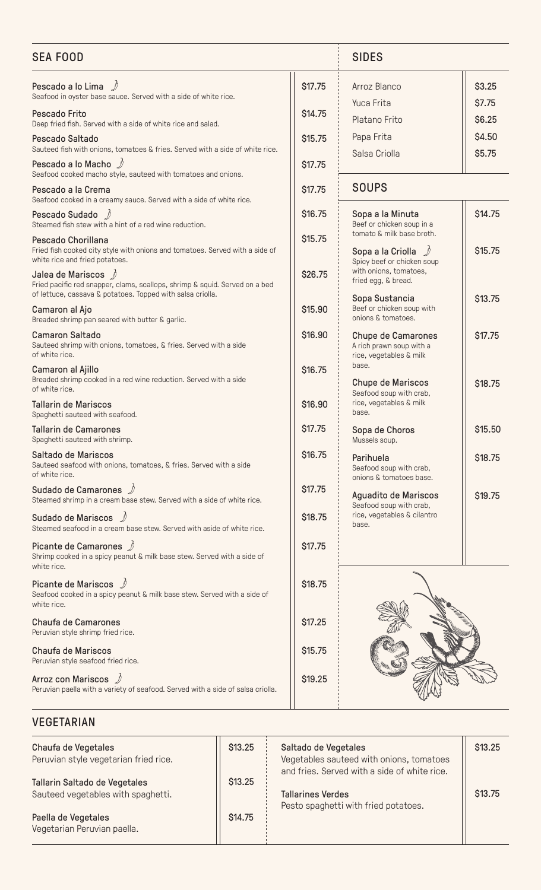## SEA FOOD

| | |
|---|---|
| **Pescado a lo Lima** 🌶<br>Seafood in oyster base sauce. Served with a side of white rice. | $17.75 |
| **Pescado Frito**<br>Deep fried fish. Served with a side of white rice and salad. | $14.75 |
| **Pescado Saltado**<br>Sauteed fish with onions, tomatoes & fries. Served with a side of white rice. | $15.75 |
| **Pescado a lo Macho** 🌶<br>Seafood cooked macho style, sauteed with tomatoes and onions. | $17.75 |
| **Pescado a la Crema**<br>Seafood cooked in a creamy sauce. Served with a side of white rice. | $17.75 |
| **Pescado Sudado** 🌶<br>Steamed fish stew with a hint of a red wine reduction. | $16.75 |
| **Pescado Chorillana**<br>Fried fish cooked city style with onions and tomatoes. Served with a side of white rice and fried potatoes. | $15.75 |
| **Jalea de Mariscos** 🌶<br>Fried pacific red snapper, clams, scallops, shrimp & squid. Served on a bed of lettuce, cassava & potatoes. Topped with salsa criolla. | $26.75 |
| **Camaron al Ajo**<br>Breaded shrimp pan seared with butter & garlic. | $15.90 |
| **Camaron Saltado**<br>Sauteed shrimp with onions, tomatoes, & fries. Served with a side of white rice. | $16.90 |
| **Camaron al Ajillo**<br>Breaded shrimp cooked in a red wine reduction. Served with a side of white rice. | $16.75 |
| **Tallarin de Mariscos**<br>Spaghetti sauteed with seafood. | $16.90 |
| **Tallarin de Camarones**<br>Spaghetti sauteed with shrimp. | $17.75 |
| **Saltado de Mariscos**<br>Sauteed seafood with onions, tomatoes, & fries. Served with a side of white rice. | $16.75 |
| **Sudado de Camarones** 🌶<br>Steamed shrimp in a cream base stew. Served with a side of white rice. | $17.75 |
| **Sudado de Mariscos** 🌶<br>Steamed seafood in a cream base stew. Served with aside of white rice. | $18.75 |
| **Picante de Camarones** 🌶<br>Shrimp cooked in a spicy peanut & milk base stew. Served with a side of white rice. | $17.75 |
| **Picante de Mariscos** 🌶<br>Seafood cooked in a spicy peanut & milk base stew. Served with a side of white rice. | $18.75 |
| **Chaufa de Camarones**<br>Peruvian style shrimp fried rice. | $17.25 |
| **Chaufa de Mariscos**<br>Peruvian style seafood fried rice. | $15.75 |
| **Arroz con Mariscos** 🌶<br>Peruvian paella with a variety of seafood. Served with a side of salsa criolla. | $19.25 |

## SIDES

| | |
|---|---|
| Arroz Blanco | $3.25 |
| Yuca Frita | $7.75 |
| Platano Frito | $6.25 |
| Papa Frita | $4.50 |
| Salsa Criolla | $5.75 |

## SOUPS

| | |
|---|---|
| **Sopa a la Minuta**<br>Beef or chicken soup in a tomato & milk base broth. | $14.75 |
| **Sopa a la Criolla** 🌶<br>Spicy beef or chicken soup with onions, tomatoes, fried egg, & bread. | $15.75 |
| **Sopa Sustancia**<br>Beef or chicken soup with onions & tomatoes. | $13.75 |
| **Chupe de Camarones**<br>A rich prawn soup with a rice, vegetables & milk base. | $17.75 |
| **Chupe de Mariscos**<br>Seafood soup with crab, rice, vegetables & milk base. | $18.75 |
| **Sopa de Choros**<br>Mussels soup. | $15.50 |
| **Parihuela**<br>Seafood soup with crab, onions & tomatoes base. | $18.75 |
| **Aguadito de Mariscos**<br>Seafood soup with crab, rice, vegetables & cilantro base. | $19.75 |

## VEGETARIAN

| | |
|---|---|
| **Chaufa de Vegetales**<br>Peruvian style vegetarian fried rice. | $13.25 |
| **Tallarin Saltado de Vegetales**<br>Sauteed vegetables with spaghetti. | $13.25 |
| **Paella de Vegetales**<br>Vegetarian Peruvian paella. | $14.75 |
| **Saltado de Vegetales**<br>Vegetables sauteed with onions, tomatoes and fries. Served with a side of white rice. | $13.25 |
| **Tallarines Verdes**<br>Pesto spaghetti with fried potatoes. | $13.75 |